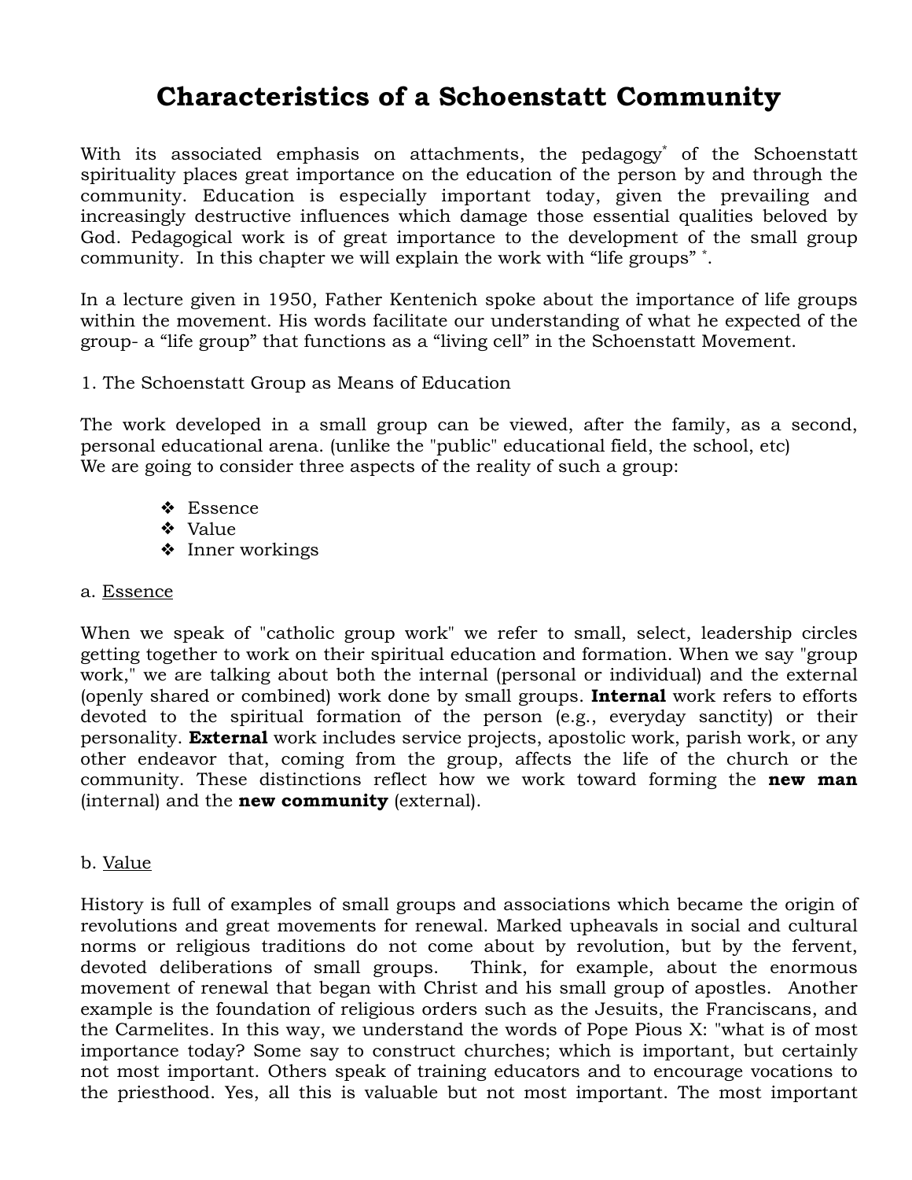# Characteristics of a Schoenstatt Community

With its associated emphasis on attachments, the pedagogy* of the Schoenstatt spirituality places great importance on the education of the person by and through the community. Education is especially important today, given the prevailing and increasingly destructive influences which damage those essential qualities beloved by God. Pedagogical work is of great importance to the development of the small group community. In this chapter we will explain the work with "life groups" *.

In a lecture given in 1950, Father Kentenich spoke about the importance of life groups within the movement. His words facilitate our understanding of what he expected of the group- a "life group" that functions as a "living cell" in the Schoenstatt Movement.

1. The Schoenstatt Group as Means of Education

The work developed in a small group can be viewed, after the family, as a second, personal educational arena. (unlike the "public" educational field, the school, etc)
We are going to consider three aspects of the reality of such a group:

- Essence
- Value
- Inner workings

a. Essence

When we speak of "catholic group work" we refer to small, select, leadership circles getting together to work on their spiritual education and formation. When we say "group work," we are talking about both the internal (personal or individual) and the external (openly shared or combined) work done by small groups. **Internal** work refers to efforts devoted to the spiritual formation of the person (e.g., everyday sanctity) or their personality. **External** work includes service projects, apostolic work, parish work, or any other endeavor that, coming from the group, affects the life of the church or the community. These distinctions reflect how we work toward forming the **new man** (internal) and the **new community** (external).

b. Value

History is full of examples of small groups and associations which became the origin of revolutions and great movements for renewal. Marked upheavals in social and cultural norms or religious traditions do not come about by revolution, but by the fervent, devoted deliberations of small groups. Think, for example, about the enormous movement of renewal that began with Christ and his small group of apostles. Another example is the foundation of religious orders such as the Jesuits, the Franciscans, and the Carmelites. In this way, we understand the words of Pope Pious X: "what is of most importance today? Some say to construct churches; which is important, but certainly not most important. Others speak of training educators and to encourage vocations to the priesthood. Yes, all this is valuable but not most important. The most important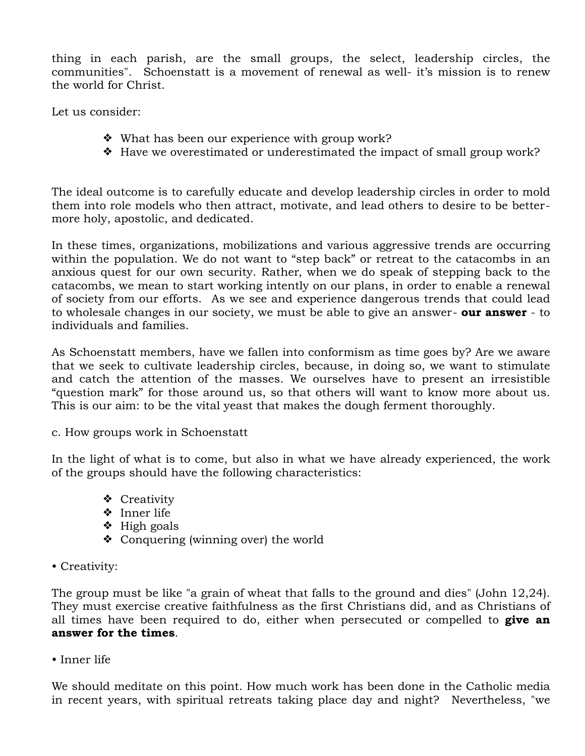thing in each parish, are the small groups, the select, leadership circles, the communities". Schoenstatt is a movement of renewal as well- it's mission is to renew the world for Christ.

Let us consider:

- What has been our experience with group work?
- Have we overestimated or underestimated the impact of small group work?

The ideal outcome is to carefully educate and develop leadership circles in order to mold them into role models who then attract, motivate, and lead others to desire to be better-more holy, apostolic, and dedicated.

In these times, organizations, mobilizations and various aggressive trends are occurring within the population. We do not want to "step back" or retreat to the catacombs in an anxious quest for our own security. Rather, when we do speak of stepping back to the catacombs, we mean to start working intently on our plans, in order to enable a renewal of society from our efforts. As we see and experience dangerous trends that could lead to wholesale changes in our society, we must be able to give an answer- **our answer** - to individuals and families.

As Schoenstatt members, have we fallen into conformism as time goes by? Are we aware that we seek to cultivate leadership circles, because, in doing so, we want to stimulate and catch the attention of the masses. We ourselves have to present an irresistible "question mark" for those around us, so that others will want to know more about us. This is our aim: to be the vital yeast that makes the dough ferment thoroughly.

c. How groups work in Schoenstatt

In the light of what is to come, but also in what we have already experienced, the work of the groups should have the following characteristics:

- Creativity
- Inner life
- High goals
- Conquering (winning over) the world

• Creativity:

The group must be like "a grain of wheat that falls to the ground and dies" (John 12,24). They must exercise creative faithfulness as the first Christians did, and as Christians of all times have been required to do, either when persecuted or compelled to **give an answer for the times**.

• Inner life

We should meditate on this point. How much work has been done in the Catholic media in recent years, with spiritual retreats taking place day and night? Nevertheless, "we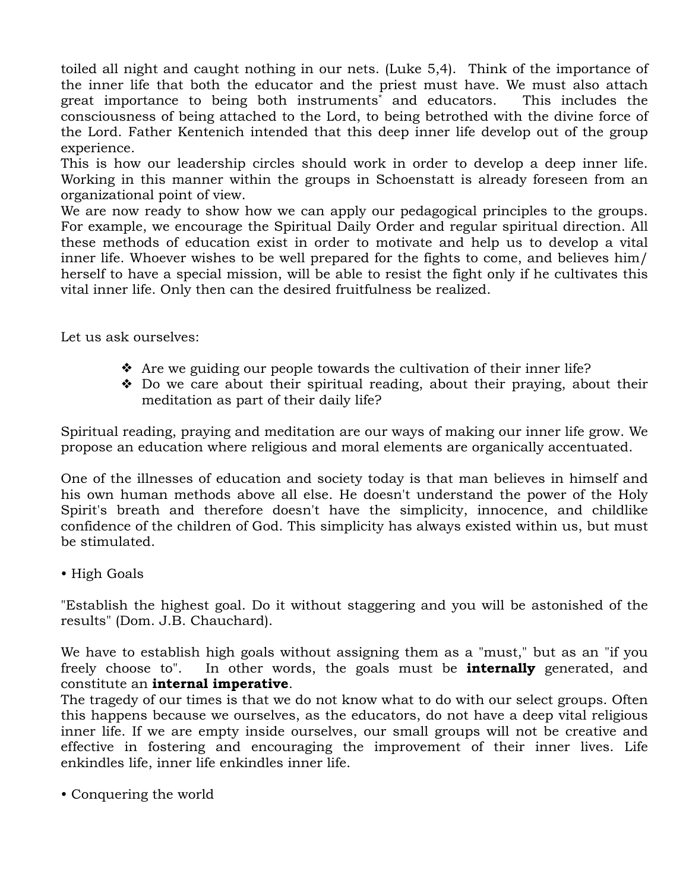toiled all night and caught nothing in our nets. (Luke 5,4). Think of the importance of the inner life that both the educator and the priest must have. We must also attach great importance to being both instruments* and educators. This includes the consciousness of being attached to the Lord, to being betrothed with the divine force of the Lord. Father Kentenich intended that this deep inner life develop out of the group experience.
This is how our leadership circles should work in order to develop a deep inner life. Working in this manner within the groups in Schoenstatt is already foreseen from an organizational point of view.
We are now ready to show how we can apply our pedagogical principles to the groups. For example, we encourage the Spiritual Daily Order and regular spiritual direction. All these methods of education exist in order to motivate and help us to develop a vital inner life. Whoever wishes to be well prepared for the fights to come, and believes him/herself to have a special mission, will be able to resist the fight only if he cultivates this vital inner life. Only then can the desired fruitfulness be realized.

Let us ask ourselves:

- Are we guiding our people towards the cultivation of their inner life?
- Do we care about their spiritual reading, about their praying, about their meditation as part of their daily life?

Spiritual reading, praying and meditation are our ways of making our inner life grow. We propose an education where religious and moral elements are organically accentuated.

One of the illnesses of education and society today is that man believes in himself and his own human methods above all else. He doesn't understand the power of the Holy Spirit's breath and therefore doesn't have the simplicity, innocence, and childlike confidence of the children of God. This simplicity has always existed within us, but must be stimulated.

• High Goals

"Establish the highest goal. Do it without staggering and you will be astonished of the results" (Dom. J.B. Chauchard).

We have to establish high goals without assigning them as a "must," but as an "if you freely choose to". In other words, the goals must be **internally** generated, and constitute an **internal imperative**.
The tragedy of our times is that we do not know what to do with our select groups. Often this happens because we ourselves, as the educators, do not have a deep vital religious inner life. If we are empty inside ourselves, our small groups will not be creative and effective in fostering and encouraging the improvement of their inner lives. Life enkindles life, inner life enkindles inner life.

• Conquering the world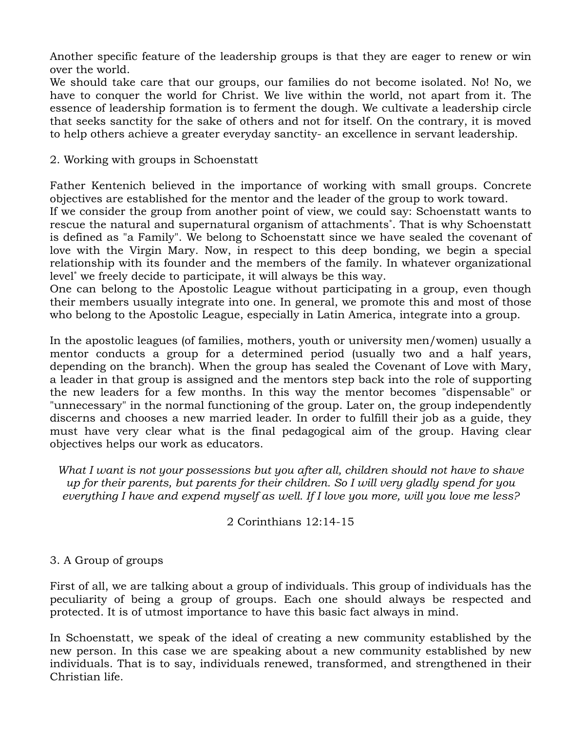Another specific feature of the leadership groups is that they are eager to renew or win over the world.

We should take care that our groups, our families do not become isolated. No! No, we have to conquer the world for Christ. We live within the world, not apart from it. The essence of leadership formation is to ferment the dough. We cultivate a leadership circle that seeks sanctity for the sake of others and not for itself. On the contrary, it is moved to help others achieve a greater everyday sanctity- an excellence in servant leadership.

## 2. Working with groups in Schoenstatt

Father Kentenich believed in the importance of working with small groups. Concrete objectives are established for the mentor and the leader of the group to work toward.

If we consider the group from another point of view, we could say: Schoenstatt wants to rescue the natural and supernatural organism of attachments*. That is why Schoenstatt is defined as "a Family". We belong to Schoenstatt since we have sealed the covenant of love with the Virgin Mary. Now, in respect to this deep bonding, we begin a special relationship with its founder and the members of the family. In whatever organizational level* we freely decide to participate, it will always be this way.

One can belong to the Apostolic League without participating in a group, even though their members usually integrate into one. In general, we promote this and most of those who belong to the Apostolic League, especially in Latin America, integrate into a group.

In the apostolic leagues (of families, mothers, youth or university men/women) usually a mentor conducts a group for a determined period (usually two and a half years, depending on the branch). When the group has sealed the Covenant of Love with Mary, a leader in that group is assigned and the mentors step back into the role of supporting the new leaders for a few months. In this way the mentor becomes "dispensable" or "unnecessary" in the normal functioning of the group. Later on, the group independently discerns and chooses a new married leader. In order to fulfill their job as a guide, they must have very clear what is the final pedagogical aim of the group. Having clear objectives helps our work as educators.

*What I want is not your possessions but you after all, children should not have to shave up for their parents, but parents for their children. So I will very gladly spend for you everything I have and expend myself as well. If I love you more, will you love me less?*

2 Corinthians 12:14-15

## 3. A Group of groups

First of all, we are talking about a group of individuals. This group of individuals has the peculiarity of being a group of groups. Each one should always be respected and protected. It is of utmost importance to have this basic fact always in mind.

In Schoenstatt, we speak of the ideal of creating a new community established by the new person. In this case we are speaking about a new community established by new individuals. That is to say, individuals renewed, transformed, and strengthened in their Christian life.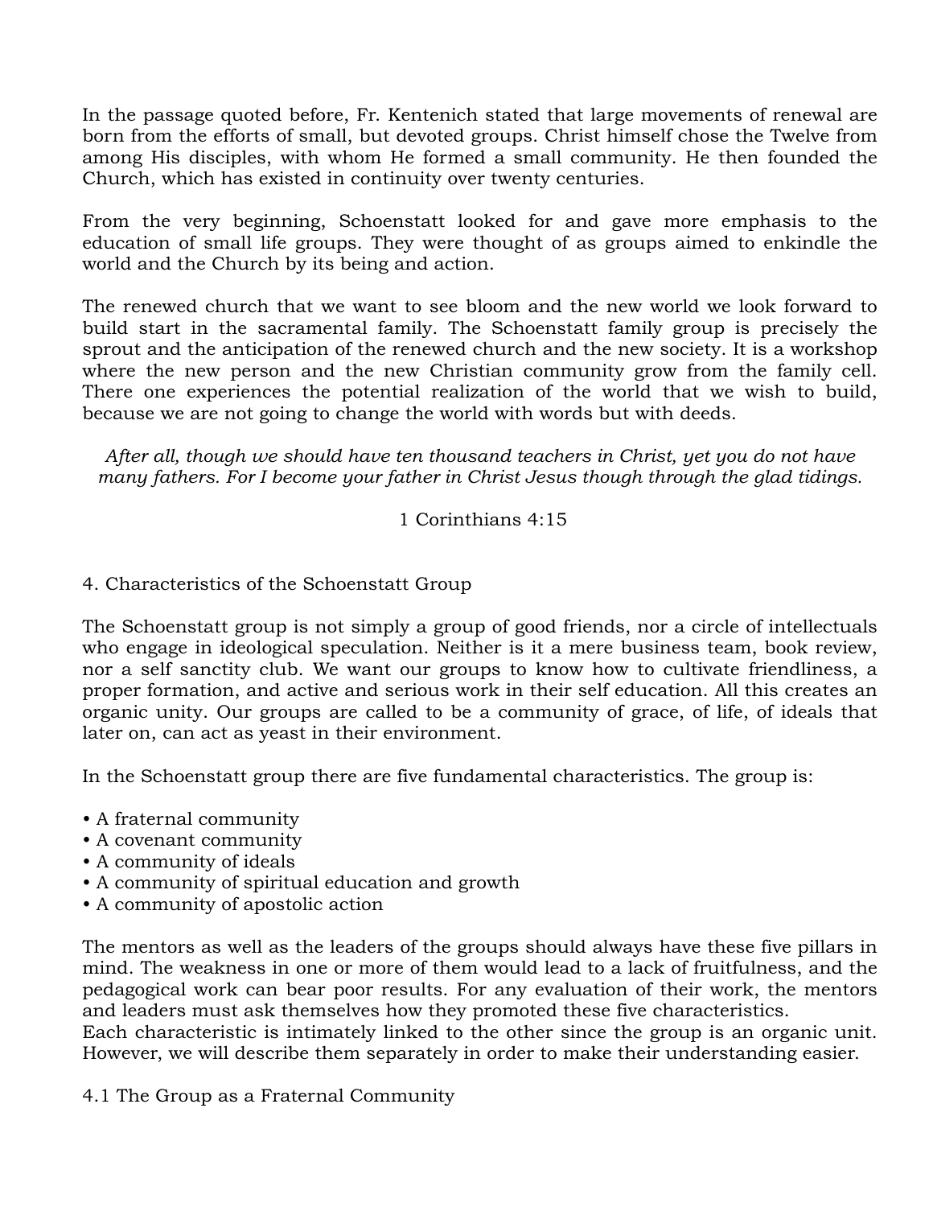In the passage quoted before, Fr. Kentenich stated that large movements of renewal are born from the efforts of small, but devoted groups. Christ himself chose the Twelve from among His disciples, with whom He formed a small community. He then founded the Church, which has existed in continuity over twenty centuries.

From the very beginning, Schoenstatt looked for and gave more emphasis to the education of small life groups. They were thought of as groups aimed to enkindle the world and the Church by its being and action.

The renewed church that we want to see bloom and the new world we look forward to build start in the sacramental family. The Schoenstatt family group is precisely the sprout and the anticipation of the renewed church and the new society. It is a workshop where the new person and the new Christian community grow from the family cell. There one experiences the potential realization of the world that we wish to build, because we are not going to change the world with words but with deeds.

*After all, though we should have ten thousand teachers in Christ, yet you do not have many fathers. For I become your father in Christ Jesus though through the glad tidings.*

1 Corinthians 4:15

## 4. Characteristics of the Schoenstatt Group

The Schoenstatt group is not simply a group of good friends, nor a circle of intellectuals who engage in ideological speculation. Neither is it a mere business team, book review, nor a self sanctity club. We want our groups to know how to cultivate friendliness, a proper formation, and active and serious work in their self education. All this creates an organic unity. Our groups are called to be a community of grace, of life, of ideals that later on, can act as yeast in their environment.

In the Schoenstatt group there are five fundamental characteristics. The group is:

- A fraternal community
- A covenant community
- A community of ideals
- A community of spiritual education and growth
- A community of apostolic action

The mentors as well as the leaders of the groups should always have these five pillars in mind. The weakness in one or more of them would lead to a lack of fruitfulness, and the pedagogical work can bear poor results. For any evaluation of their work, the mentors and leaders must ask themselves how they promoted these five characteristics.
Each characteristic is intimately linked to the other since the group is an organic unit. However, we will describe them separately in order to make their understanding easier.

### 4.1 The Group as a Fraternal Community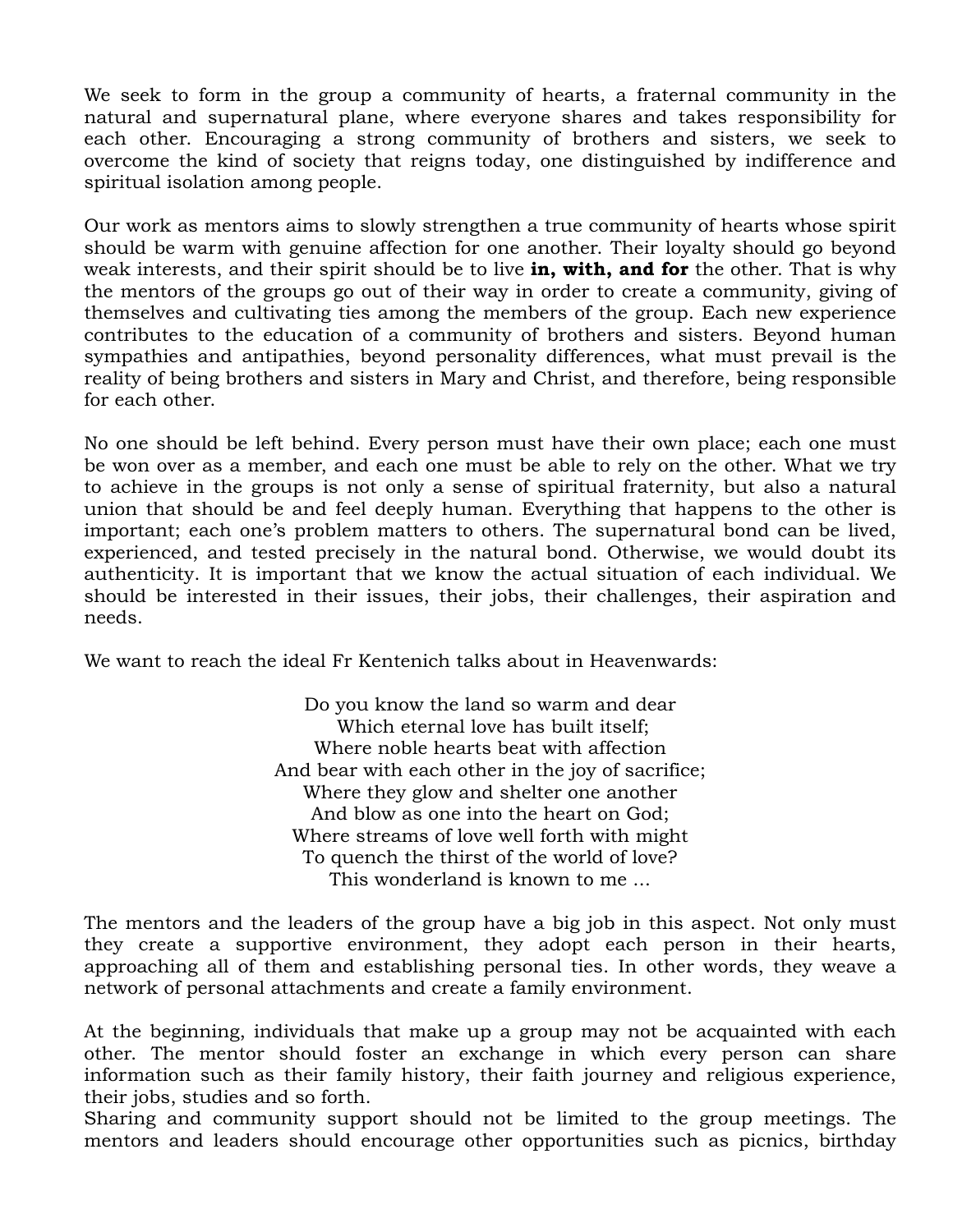We seek to form in the group a community of hearts, a fraternal community in the natural and supernatural plane, where everyone shares and takes responsibility for each other. Encouraging a strong community of brothers and sisters, we seek to overcome the kind of society that reigns today, one distinguished by indifference and spiritual isolation among people.

Our work as mentors aims to slowly strengthen a true community of hearts whose spirit should be warm with genuine affection for one another. Their loyalty should go beyond weak interests, and their spirit should be to live **in, with, and for** the other. That is why the mentors of the groups go out of their way in order to create a community, giving of themselves and cultivating ties among the members of the group. Each new experience contributes to the education of a community of brothers and sisters. Beyond human sympathies and antipathies, beyond personality differences, what must prevail is the reality of being brothers and sisters in Mary and Christ, and therefore, being responsible for each other.

No one should be left behind. Every person must have their own place; each one must be won over as a member, and each one must be able to rely on the other. What we try to achieve in the groups is not only a sense of spiritual fraternity, but also a natural union that should be and feel deeply human. Everything that happens to the other is important; each one's problem matters to others. The supernatural bond can be lived, experienced, and tested precisely in the natural bond. Otherwise, we would doubt its authenticity. It is important that we know the actual situation of each individual. We should be interested in their issues, their jobs, their challenges, their aspiration and needs.

We want to reach the ideal Fr Kentenich talks about in Heavenwards:

Do you know the land so warm and dear  
Which eternal love has built itself;  
Where noble hearts beat with affection  
And bear with each other in the joy of sacrifice;  
Where they glow and shelter one another  
And blow as one into the heart on God;  
Where streams of love well forth with might  
To quench the thirst of the world of love?  
This wonderland is known to me ...

The mentors and the leaders of the group have a big job in this aspect. Not only must they create a supportive environment, they adopt each person in their hearts, approaching all of them and establishing personal ties. In other words, they weave a network of personal attachments and create a family environment.

At the beginning, individuals that make up a group may not be acquainted with each other. The mentor should foster an exchange in which every person can share information such as their family history, their faith journey and religious experience, their jobs, studies and so forth.
Sharing and community support should not be limited to the group meetings. The mentors and leaders should encourage other opportunities such as picnics, birthday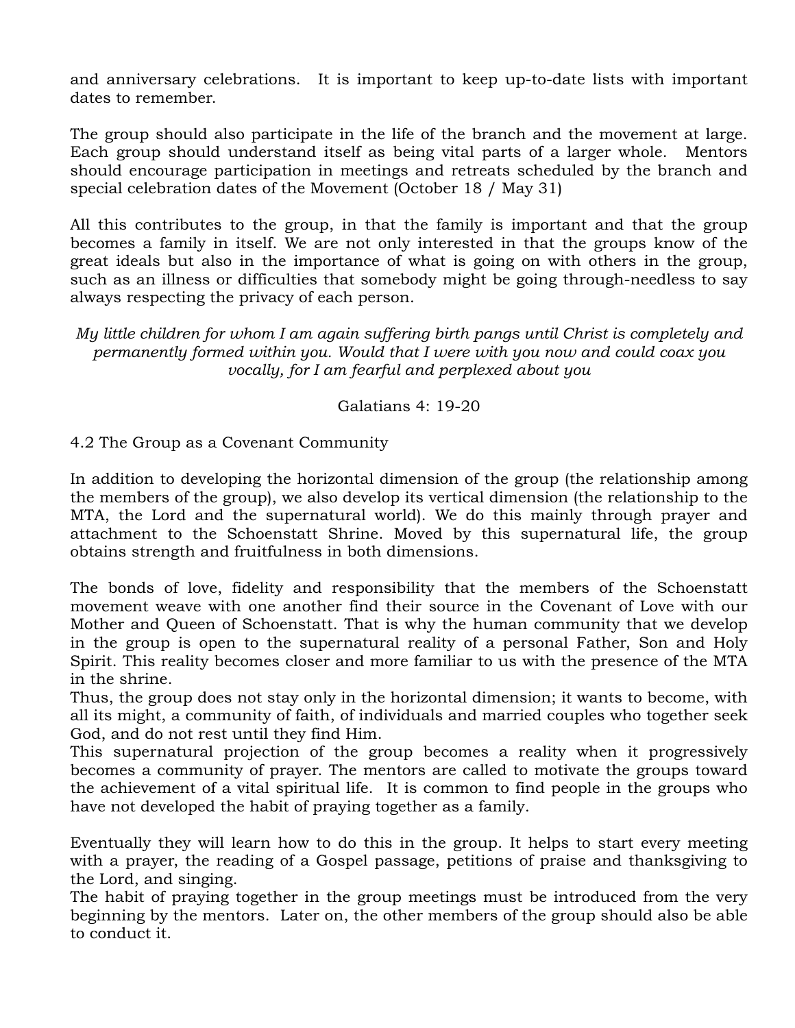and anniversary celebrations. It is important to keep up-to-date lists with important dates to remember.

The group should also participate in the life of the branch and the movement at large. Each group should understand itself as being vital parts of a larger whole. Mentors should encourage participation in meetings and retreats scheduled by the branch and special celebration dates of the Movement (October 18 / May 31)

All this contributes to the group, in that the family is important and that the group becomes a family in itself. We are not only interested in that the groups know of the great ideals but also in the importance of what is going on with others in the group, such as an illness or difficulties that somebody might be going through-needless to say always respecting the privacy of each person.

*My little children for whom I am again suffering birth pangs until Christ is completely and permanently formed within you. Would that I were with you now and could coax you vocally, for I am fearful and perplexed about you*

Galatians 4: 19-20

4.2 The Group as a Covenant Community

In addition to developing the horizontal dimension of the group (the relationship among the members of the group), we also develop its vertical dimension (the relationship to the MTA, the Lord and the supernatural world). We do this mainly through prayer and attachment to the Schoenstatt Shrine. Moved by this supernatural life, the group obtains strength and fruitfulness in both dimensions.

The bonds of love, fidelity and responsibility that the members of the Schoenstatt movement weave with one another find their source in the Covenant of Love with our Mother and Queen of Schoenstatt. That is why the human community that we develop in the group is open to the supernatural reality of a personal Father, Son and Holy Spirit. This reality becomes closer and more familiar to us with the presence of the MTA in the shrine.
Thus, the group does not stay only in the horizontal dimension; it wants to become, with all its might, a community of faith, of individuals and married couples who together seek God, and do not rest until they find Him.
This supernatural projection of the group becomes a reality when it progressively becomes a community of prayer. The mentors are called to motivate the groups toward the achievement of a vital spiritual life. It is common to find people in the groups who have not developed the habit of praying together as a family.

Eventually they will learn how to do this in the group. It helps to start every meeting with a prayer, the reading of a Gospel passage, petitions of praise and thanksgiving to the Lord, and singing.
The habit of praying together in the group meetings must be introduced from the very beginning by the mentors. Later on, the other members of the group should also be able to conduct it.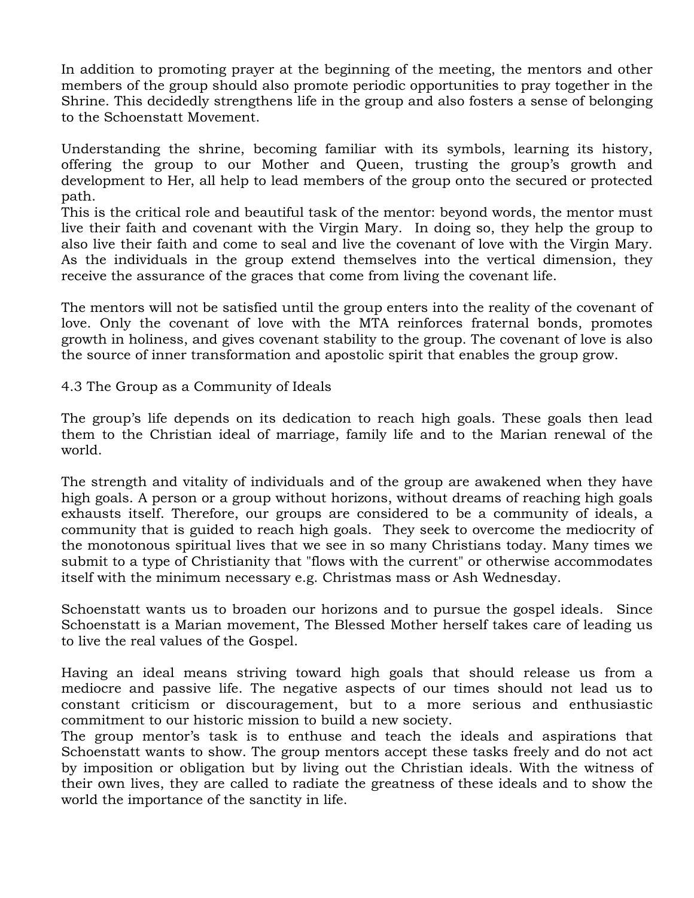In addition to promoting prayer at the beginning of the meeting, the mentors and other members of the group should also promote periodic opportunities to pray together in the Shrine. This decidedly strengthens life in the group and also fosters a sense of belonging to the Schoenstatt Movement.

Understanding the shrine, becoming familiar with its symbols, learning its history, offering the group to our Mother and Queen, trusting the group's growth and development to Her, all help to lead members of the group onto the secured or protected path.

This is the critical role and beautiful task of the mentor: beyond words, the mentor must live their faith and covenant with the Virgin Mary. In doing so, they help the group to also live their faith and come to seal and live the covenant of love with the Virgin Mary. As the individuals in the group extend themselves into the vertical dimension, they receive the assurance of the graces that come from living the covenant life.

The mentors will not be satisfied until the group enters into the reality of the covenant of love. Only the covenant of love with the MTA reinforces fraternal bonds, promotes growth in holiness, and gives covenant stability to the group. The covenant of love is also the source of inner transformation and apostolic spirit that enables the group grow.

## 4.3 The Group as a Community of Ideals

The group's life depends on its dedication to reach high goals. These goals then lead them to the Christian ideal of marriage, family life and to the Marian renewal of the world.

The strength and vitality of individuals and of the group are awakened when they have high goals. A person or a group without horizons, without dreams of reaching high goals exhausts itself. Therefore, our groups are considered to be a community of ideals, a community that is guided to reach high goals. They seek to overcome the mediocrity of the monotonous spiritual lives that we see in so many Christians today. Many times we submit to a type of Christianity that "flows with the current" or otherwise accommodates itself with the minimum necessary e.g. Christmas mass or Ash Wednesday.

Schoenstatt wants us to broaden our horizons and to pursue the gospel ideals. Since Schoenstatt is a Marian movement, The Blessed Mother herself takes care of leading us to live the real values of the Gospel.

Having an ideal means striving toward high goals that should release us from a mediocre and passive life. The negative aspects of our times should not lead us to constant criticism or discouragement, but to a more serious and enthusiastic commitment to our historic mission to build a new society.

The group mentor's task is to enthuse and teach the ideals and aspirations that Schoenstatt wants to show. The group mentors accept these tasks freely and do not act by imposition or obligation but by living out the Christian ideals. With the witness of their own lives, they are called to radiate the greatness of these ideals and to show the world the importance of the sanctity in life.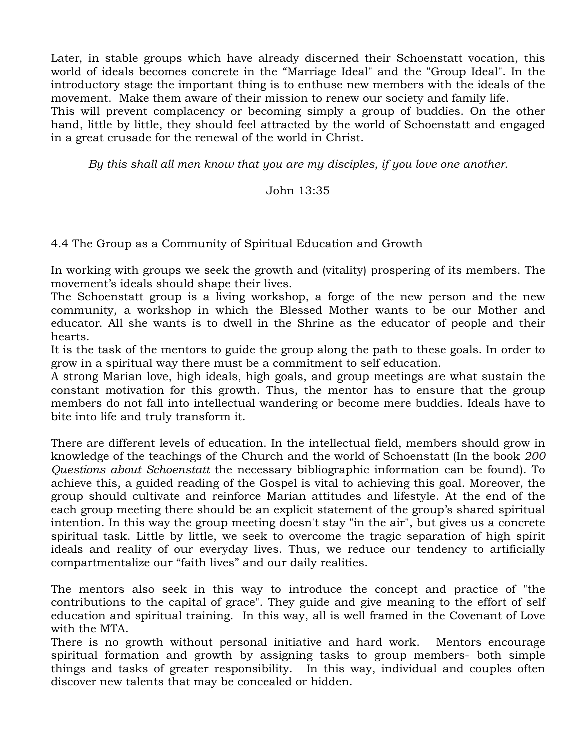Later, in stable groups which have already discerned their Schoenstatt vocation, this world of ideals becomes concrete in the “Marriage Ideal" and the "Group Ideal". In the introductory stage the important thing is to enthuse new members with the ideals of the movement. Make them aware of their mission to renew our society and family life.
This will prevent complacency or becoming simply a group of buddies. On the other hand, little by little, they should feel attracted by the world of Schoenstatt and engaged in a great crusade for the renewal of the world in Christ.

*By this shall all men know that you are my disciples, if you love one another.*

John 13:35

## 4.4 The Group as a Community of Spiritual Education and Growth

In working with groups we seek the growth and (vitality) prospering of its members. The movement's ideals should shape their lives.
The Schoenstatt group is a living workshop, a forge of the new person and the new community, a workshop in which the Blessed Mother wants to be our Mother and educator. All she wants is to dwell in the Shrine as the educator of people and their hearts.
It is the task of the mentors to guide the group along the path to these goals. In order to grow in a spiritual way there must be a commitment to self education.
A strong Marian love, high ideals, high goals, and group meetings are what sustain the constant motivation for this growth. Thus, the mentor has to ensure that the group members do not fall into intellectual wandering or become mere buddies. Ideals have to bite into life and truly transform it.

There are different levels of education. In the intellectual field, members should grow in knowledge of the teachings of the Church and the world of Schoenstatt (In the book *200 Questions about Schoenstatt* the necessary bibliographic information can be found). To achieve this, a guided reading of the Gospel is vital to achieving this goal. Moreover, the group should cultivate and reinforce Marian attitudes and lifestyle. At the end of the each group meeting there should be an explicit statement of the group's shared spiritual intention. In this way the group meeting doesn't stay "in the air", but gives us a concrete spiritual task. Little by little, we seek to overcome the tragic separation of high spirit ideals and reality of our everyday lives. Thus, we reduce our tendency to artificially compartmentalize our “faith lives” and our daily realities.

The mentors also seek in this way to introduce the concept and practice of "the contributions to the capital of grace". They guide and give meaning to the effort of self education and spiritual training. In this way, all is well framed in the Covenant of Love with the MTA.
There is no growth without personal initiative and hard work. Mentors encourage spiritual formation and growth by assigning tasks to group members- both simple things and tasks of greater responsibility. In this way, individual and couples often discover new talents that may be concealed or hidden.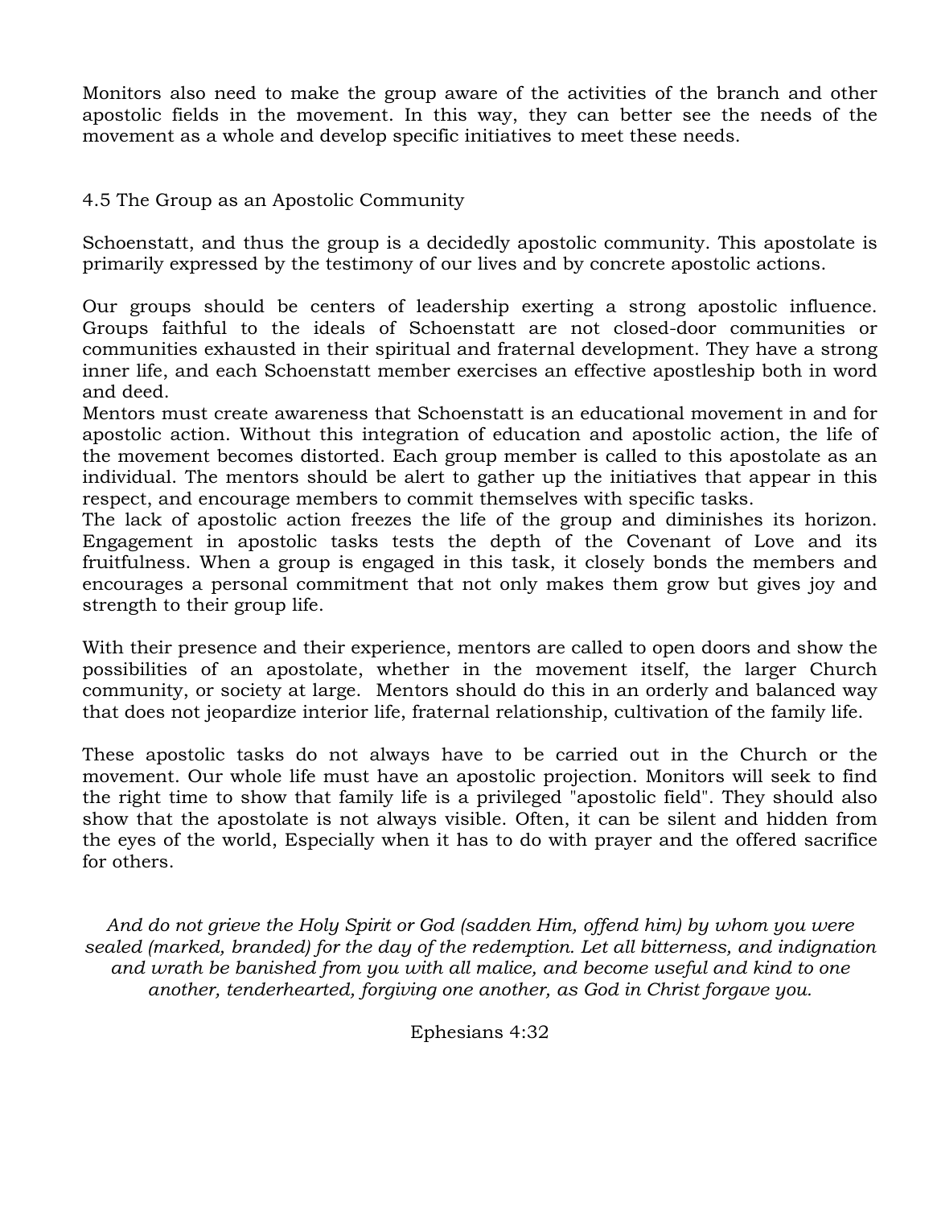Monitors also need to make the group aware of the activities of the branch and other apostolic fields in the movement. In this way, they can better see the needs of the movement as a whole and develop specific initiatives to meet these needs.

## 4.5 The Group as an Apostolic Community

Schoenstatt, and thus the group is a decidedly apostolic community. This apostolate is primarily expressed by the testimony of our lives and by concrete apostolic actions.

Our groups should be centers of leadership exerting a strong apostolic influence. Groups faithful to the ideals of Schoenstatt are not closed-door communities or communities exhausted in their spiritual and fraternal development. They have a strong inner life, and each Schoenstatt member exercises an effective apostleship both in word and deed.

Mentors must create awareness that Schoenstatt is an educational movement in and for apostolic action. Without this integration of education and apostolic action, the life of the movement becomes distorted. Each group member is called to this apostolate as an individual. The mentors should be alert to gather up the initiatives that appear in this respect, and encourage members to commit themselves with specific tasks.

The lack of apostolic action freezes the life of the group and diminishes its horizon. Engagement in apostolic tasks tests the depth of the Covenant of Love and its fruitfulness. When a group is engaged in this task, it closely bonds the members and encourages a personal commitment that not only makes them grow but gives joy and strength to their group life.

With their presence and their experience, mentors are called to open doors and show the possibilities of an apostolate, whether in the movement itself, the larger Church community, or society at large. Mentors should do this in an orderly and balanced way that does not jeopardize interior life, fraternal relationship, cultivation of the family life.

These apostolic tasks do not always have to be carried out in the Church or the movement. Our whole life must have an apostolic projection. Monitors will seek to find the right time to show that family life is a privileged "apostolic field". They should also show that the apostolate is not always visible. Often, it can be silent and hidden from the eyes of the world, Especially when it has to do with prayer and the offered sacrifice for others.

*And do not grieve the Holy Spirit or God (sadden Him, offend him) by whom you were sealed (marked, branded) for the day of the redemption. Let all bitterness, and indignation and wrath be banished from you with all malice, and become useful and kind to one another, tenderhearted, forgiving one another, as God in Christ forgave you.*

Ephesians 4:32